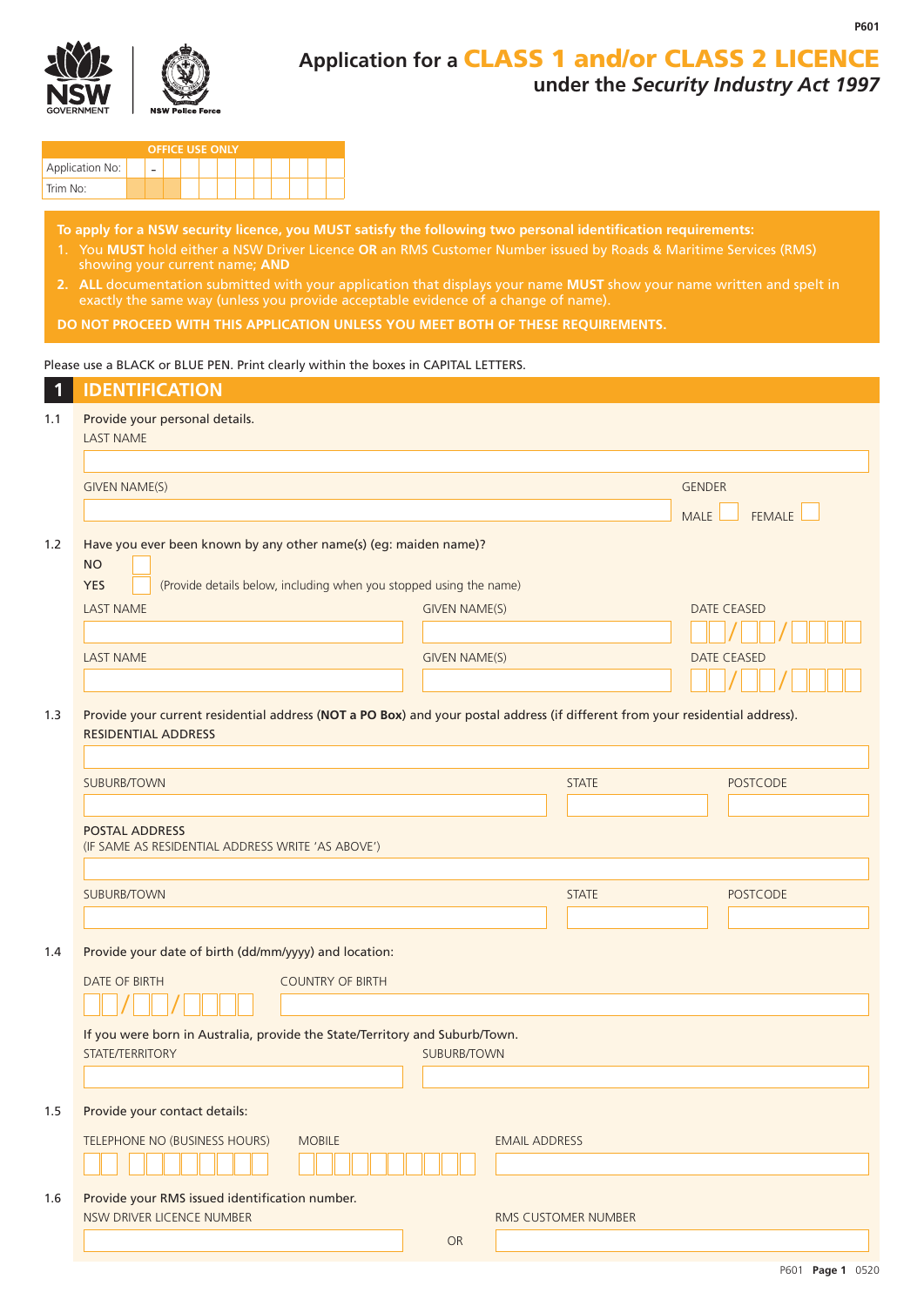P601

# Application for a CLASS 1 and/or CLASS 2 LICENCE under the *Security Industry Act 1997*

| OFFICE USE ONLY | |
|---|---|
| Application No: | - |
| Trim No: | |

**To apply for a NSW security licence, you MUST satisfy the following two personal identification requirements:**

1. You **MUST** hold either a NSW Driver Licence **OR** an RMS Customer Number issued by Roads & Maritime Services (RMS) showing your current name; **AND**
2. **ALL** documentation submitted with your application that displays your name **MUST** show your name written and spelt in exactly the same way (unless you provide acceptable evidence of a change of name).

**DO NOT PROCEED WITH THIS APPLICATION UNLESS YOU MEET BOTH OF THESE REQUIREMENTS.**

Please use a BLACK or BLUE PEN. Print clearly within the boxes in CAPITAL LETTERS.

## 1 IDENTIFICATION

1.1 Provide your personal details.

LAST NAME

GIVEN NAME(S)

GENDER: MALE ☐ FEMALE ☐

1.2 Have you ever been known by any other name(s) (eg: maiden name)?

NO ☐

YES ☐ (Provide details below, including when you stopped using the name)

| LAST NAME | GIVEN NAME(S) | DATE CEASED |
|---|---|---|
| | | / / |
| | | / / |

1.3 Provide your current residential address (**NOT a PO Box**) and your postal address (if different from your residential address).

RESIDENTIAL ADDRESS

SUBURB/TOWN | STATE | POSTCODE

POSTAL ADDRESS
(IF SAME AS RESIDENTIAL ADDRESS WRITE 'AS ABOVE')

SUBURB/TOWN | STATE | POSTCODE

1.4 Provide your date of birth (dd/mm/yyyy) and location:

DATE OF BIRTH: / / | COUNTRY OF BIRTH

If you were born in Australia, provide the State/Territory and Suburb/Town.

STATE/TERRITORY | SUBURB/TOWN

1.5 Provide your contact details:

TELEPHONE NO (BUSINESS HOURS) | MOBILE | EMAIL ADDRESS

1.6 Provide your RMS issued identification number.

NSW DRIVER LICENCE NUMBER OR RMS CUSTOMER NUMBER

P601 **Page 1** 0520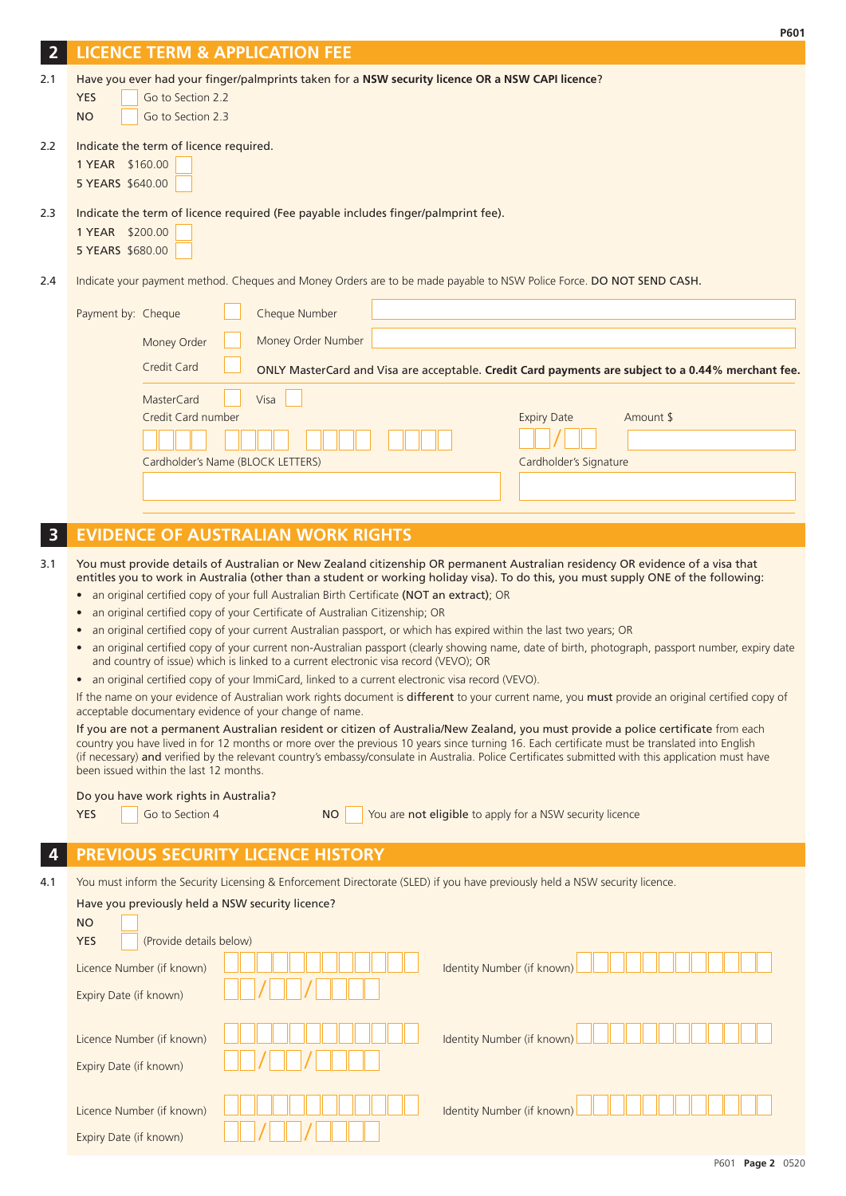## 2 LICENCE TERM & APPLICATION FEE

2.1 Have you ever had your finger/palmprints taken for a **NSW security licence OR a NSW CAPI licence**?

- YES ☐ Go to Section 2.2
- NO ☐ Go to Section 2.3

2.2 Indicate the term of licence required.

- 1 YEAR $160.00 ☐
- 5 YEARS $640.00 ☐

2.3 Indicate the term of licence required (Fee payable includes finger/palmprint fee).

- 1 YEAR $200.00 ☐
- 5 YEARS $680.00 ☐

2.4 Indicate your payment method. Cheques and Money Orders are to be made payable to NSW Police Force. **DO NOT SEND CASH.**

Payment by:
- Cheque ☐ Cheque Number ______________
- Money Order ☐ Money Order Number ______________
- Credit Card ☐ **ONLY MasterCard and Visa are acceptable. Credit Card payments are subject to a 0.44% merchant fee.**

MasterCard ☐ Visa ☐

Credit Card number ____ ____ ____ ____

Expiry Date __ __ / __ __

Amount $ ______________

Cardholder's Name (BLOCK LETTERS) ______________

Cardholder's Signature ______________

## 3 EVIDENCE OF AUSTRALIAN WORK RIGHTS

3.1 **You must provide details of Australian or New Zealand citizenship OR permanent Australian residency OR evidence of a visa that entitles you to work in Australia (other than a student or working holiday visa). To do this, you must supply ONE of the following:**

- an original certified copy of your full Australian Birth Certificate **(NOT an extract)**; OR
- an original certified copy of your Certificate of Australian Citizenship; OR
- an original certified copy of your current Australian passport, or which has expired within the last two years; OR
- an original certified copy of your current non-Australian passport (clearly showing name, date of birth, photograph, passport number, expiry date and country of issue) which is linked to a current electronic visa record (VEVO); OR
- an original certified copy of your ImmiCard, linked to a current electronic visa record (VEVO).

If the name on your evidence of Australian work rights document is **different** to your current name, you **must** provide an original certified copy of acceptable documentary evidence of your change of name.

**If you are not a permanent Australian resident or citizen of Australia/New Zealand, you must provide a police certificate** from each country you have lived in for 12 months or more over the previous 10 years since turning 16. Each certificate must be translated into English (if necessary) **and** verified by the relevant country's embassy/consulate in Australia. Police Certificates submitted with this application must have been issued within the last 12 months.

Do you have work rights in Australia?

- YES ☐ Go to Section 4
- NO ☐ You are **not eligible** to apply for a NSW security licence

## 4 PREVIOUS SECURITY LICENCE HISTORY

4.1 You must inform the Security Licensing & Enforcement Directorate (SLED) if you have previously held a NSW security licence.

Have you previously held a NSW security licence?

- NO ☐
- YES ☐ (Provide details below)

Licence Number (if known) ______________ Identity Number (if known) ______________

Expiry Date (if known) __ __ / __ __ / __ __ __ __

Licence Number (if known) ______________ Identity Number (if known) ______________

Expiry Date (if known) __ __ / __ __ / __ __ __ __

Licence Number (if known) ______________ Identity Number (if known) ______________

Expiry Date (if known) __ __ / __ __ / __ __ __ __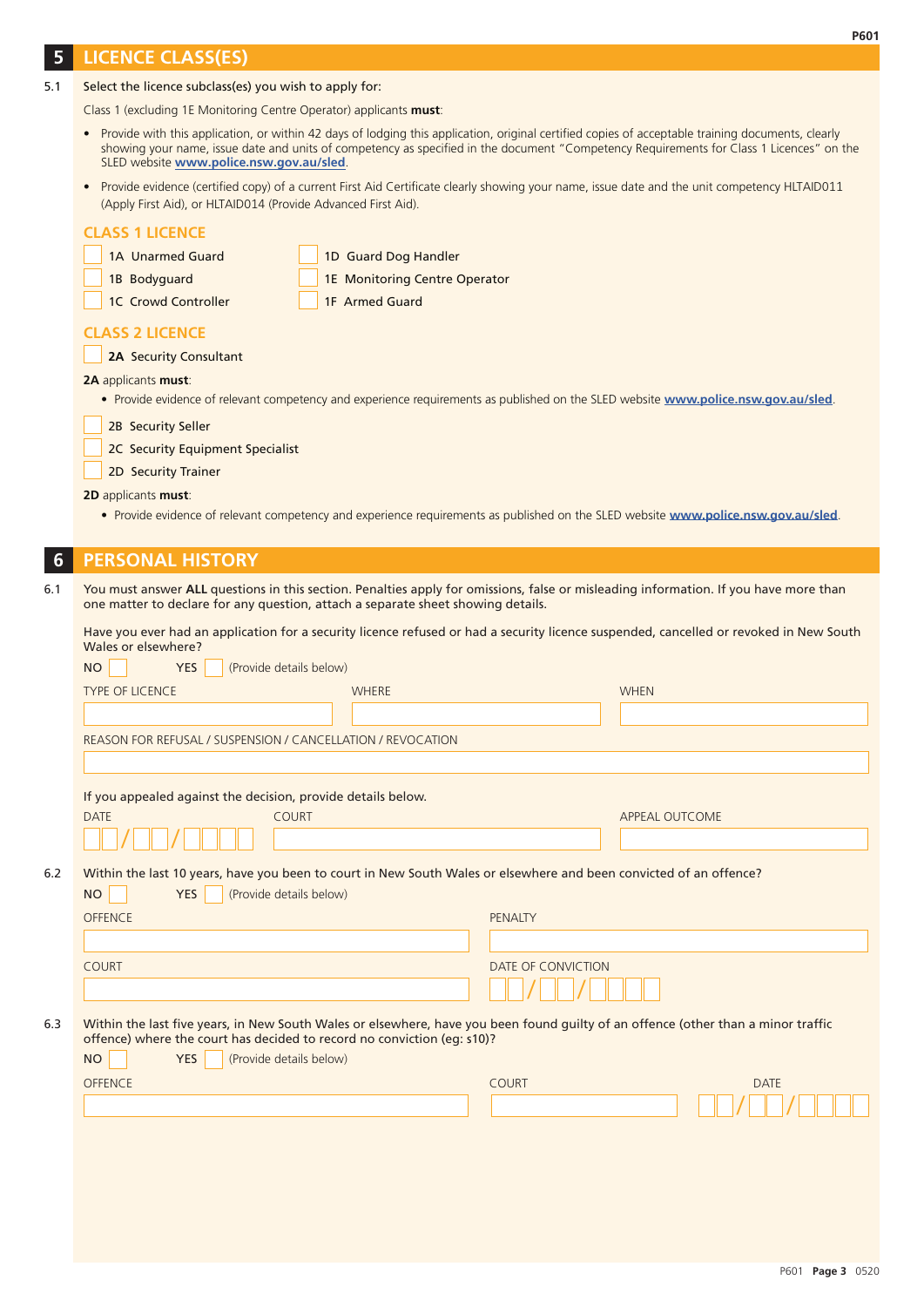## 5 LICENCE CLASS(ES)

5.1 Select the licence subclass(es) you wish to apply for:

Class 1 (excluding 1E Monitoring Centre Operator) applicants **must**:

- Provide with this application, or within 42 days of lodging this application, original certified copies of acceptable training documents, clearly showing your name, issue date and units of competency as specified in the document "Competency Requirements for Class 1 Licences" on the SLED website **www.police.nsw.gov.au/sled**.
- Provide evidence (certified copy) of a current First Aid Certificate clearly showing your name, issue date and the unit competency HLTAID011 (Apply First Aid), or HLTAID014 (Provide Advanced First Aid).

### CLASS 1 LICENCE

- ☐ 1A Unarmed Guard
- ☐ 1B Bodyguard
- ☐ 1C Crowd Controller
- ☐ 1D Guard Dog Handler
- ☐ 1E Monitoring Centre Operator
- ☐ 1F Armed Guard

### CLASS 2 LICENCE

- ☐ **2A** Security Consultant

**2A** applicants **must**:

- Provide evidence of relevant competency and experience requirements as published on the SLED website **www.police.nsw.gov.au/sled**.

- ☐ 2B Security Seller
- ☐ 2C Security Equipment Specialist
- ☐ 2D Security Trainer

**2D** applicants **must**:

- Provide evidence of relevant competency and experience requirements as published on the SLED website **www.police.nsw.gov.au/sled**.

## 6 PERSONAL HISTORY

6.1 You must answer **ALL** questions in this section. Penalties apply for omissions, false or misleading information. If you have more than one matter to declare for any question, attach a separate sheet showing details.

Have you ever had an application for a security licence refused or had a security licence suspended, cancelled or revoked in New South Wales or elsewhere?

NO ☐ YES ☐ (Provide details below)

| TYPE OF LICENCE | WHERE | WHEN |
|---|---|---|
| | | |

REASON FOR REFUSAL / SUSPENSION / CANCELLATION / REVOCATION

_______________

If you appealed against the decision, provide details below.

| DATE | COURT | APPEAL OUTCOME |
|---|---|---|
| __ __ / __ __ / __ __ __ __ | | |

6.2 Within the last 10 years, have you been to court in New South Wales or elsewhere and been convicted of an offence?

NO ☐ YES ☐ (Provide details below)

| OFFENCE | PENALTY |
|---|---|
| | |

| COURT | DATE OF CONVICTION |
|---|---|
| | __ __ / __ __ / __ __ __ __ |

6.3 Within the last five years, in New South Wales or elsewhere, have you been found guilty of an offence (other than a minor traffic offence) where the court has decided to record no conviction (eg: s10)?

NO ☐ YES ☐ (Provide details below)

| OFFENCE | COURT | DATE |
|---|---|---|
| | | __ __ / __ __ / __ __ __ __ |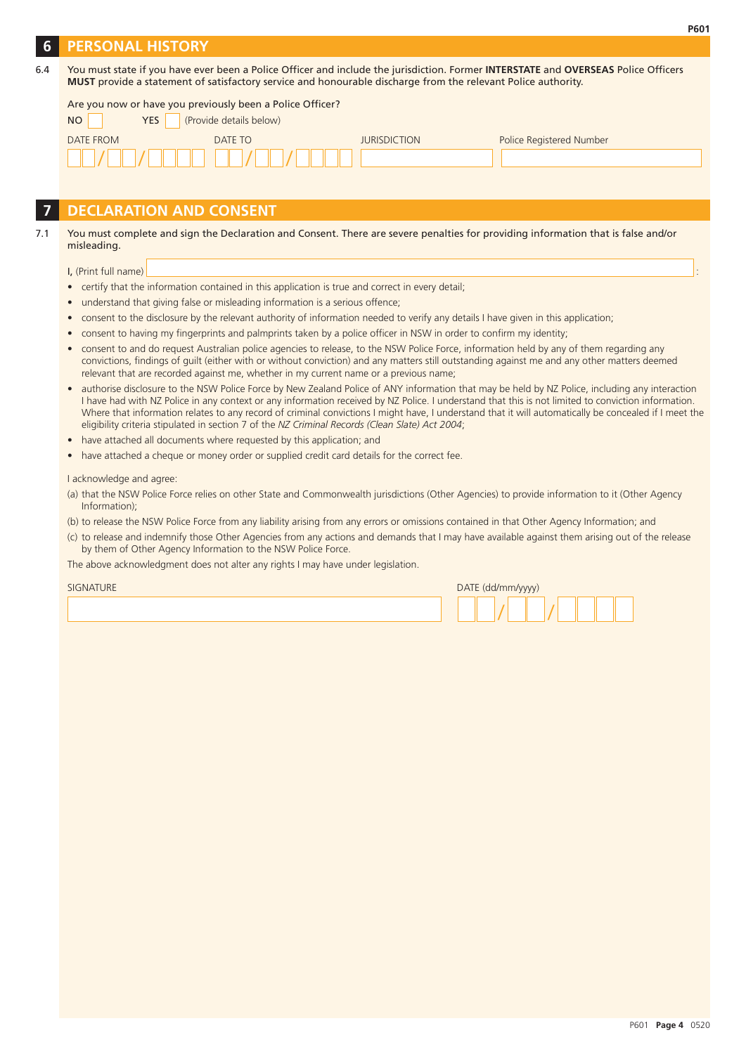## 6 PERSONAL HISTORY

6.4 You must state if you have ever been a Police Officer and include the jurisdiction. Former **INTERSTATE** and **OVERSEAS** Police Officers **MUST** provide a statement of satisfactory service and honourable discharge from the relevant Police authority.

Are you now or have you previously been a Police Officer?

NO ☐ YES ☐ (Provide details below)

| DATE FROM | DATE TO | JURISDICTION | Police Registered Number |
|---|---|---|---|
| / / | / / | | |

## 7 DECLARATION AND CONSENT

7.1 You must complete and sign the Declaration and Consent. There are severe penalties for providing information that is false and/or misleading.

I, (Print full name) ______________________________:

- certify that the information contained in this application is true and correct in every detail;
- understand that giving false or misleading information is a serious offence;
- consent to the disclosure by the relevant authority of information needed to verify any details I have given in this application;
- consent to having my fingerprints and palmprints taken by a police officer in NSW in order to confirm my identity;
- consent to and do request Australian police agencies to release, to the NSW Police Force, information held by any of them regarding any convictions, findings of guilt (either with or without conviction) and any matters still outstanding against me and any other matters deemed relevant that are recorded against me, whether in my current name or a previous name;
- authorise disclosure to the NSW Police Force by New Zealand Police of ANY information that may be held by NZ Police, including any interaction I have had with NZ Police in any context or any information received by NZ Police. I understand that this is not limited to conviction information. Where that information relates to any record of criminal convictions I might have, I understand that it will automatically be concealed if I meet the eligibility criteria stipulated in section 7 of the *NZ Criminal Records (Clean Slate) Act 2004*;
- have attached all documents where requested by this application; and
- have attached a cheque or money order or supplied credit card details for the correct fee.

I acknowledge and agree:

(a) that the NSW Police Force relies on other State and Commonwealth jurisdictions (Other Agencies) to provide information to it (Other Agency Information);

(b) to release the NSW Police Force from any liability arising from any errors or omissions contained in that Other Agency Information; and

(c) to release and indemnify those Other Agencies from any actions and demands that I may have available against them arising out of the release by them of Other Agency Information to the NSW Police Force.

The above acknowledgment does not alter any rights I may have under legislation.

SIGNATURE ______________________________

DATE (dd/mm/yyyy) / /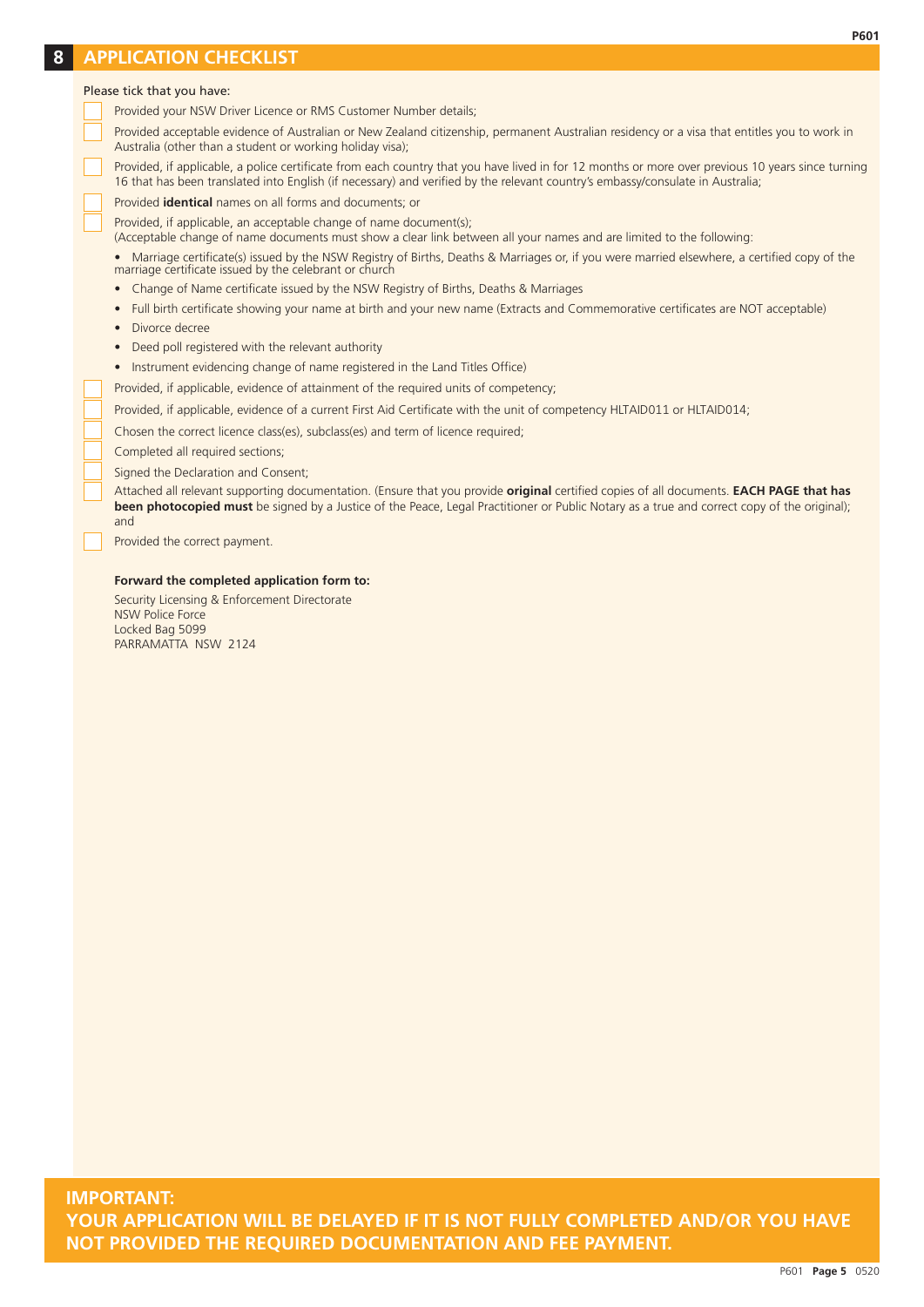## 8 APPLICATION CHECKLIST

Please tick that you have:

- [ ] Provided your NSW Driver Licence or RMS Customer Number details;
- [ ] Provided acceptable evidence of Australian or New Zealand citizenship, permanent Australian residency or a visa that entitles you to work in Australia (other than a student or working holiday visa);
- [ ] Provided, if applicable, a police certificate from each country that you have lived in for 12 months or more over previous 10 years since turning 16 that has been translated into English (if necessary) and verified by the relevant country's embassy/consulate in Australia;
- [ ] Provided **identical** names on all forms and documents; or
- [ ] Provided, if applicable, an acceptable change of name document(s);
  (Acceptable change of name documents must show a clear link between all your names and are limited to the following:
  - Marriage certificate(s) issued by the NSW Registry of Births, Deaths & Marriages or, if you were married elsewhere, a certified copy of the marriage certificate issued by the celebrant or church
  - Change of Name certificate issued by the NSW Registry of Births, Deaths & Marriages
  - Full birth certificate showing your name at birth and your new name (Extracts and Commemorative certificates are NOT acceptable)
  - Divorce decree
  - Deed poll registered with the relevant authority
  - Instrument evidencing change of name registered in the Land Titles Office)
- [ ] Provided, if applicable, evidence of attainment of the required units of competency;
- [ ] Provided, if applicable, evidence of a current First Aid Certificate with the unit of competency HLTAID011 or HLTAID014;
- [ ] Chosen the correct licence class(es), subclass(es) and term of licence required;
- [ ] Completed all required sections;
- [ ] Signed the Declaration and Consent;
- [ ] Attached all relevant supporting documentation. (Ensure that you provide **original** certified copies of all documents. **EACH PAGE that has been photocopied must** be signed by a Justice of the Peace, Legal Practitioner or Public Notary as a true and correct copy of the original); and
- [ ] Provided the correct payment.

**Forward the completed application form to:**

Security Licensing & Enforcement Directorate
NSW Police Force
Locked Bag 5099
PARRAMATTA NSW 2124

**IMPORTANT:**
**YOUR APPLICATION WILL BE DELAYED IF IT IS NOT FULLY COMPLETED AND/OR YOU HAVE NOT PROVIDED THE REQUIRED DOCUMENTATION AND FEE PAYMENT.**